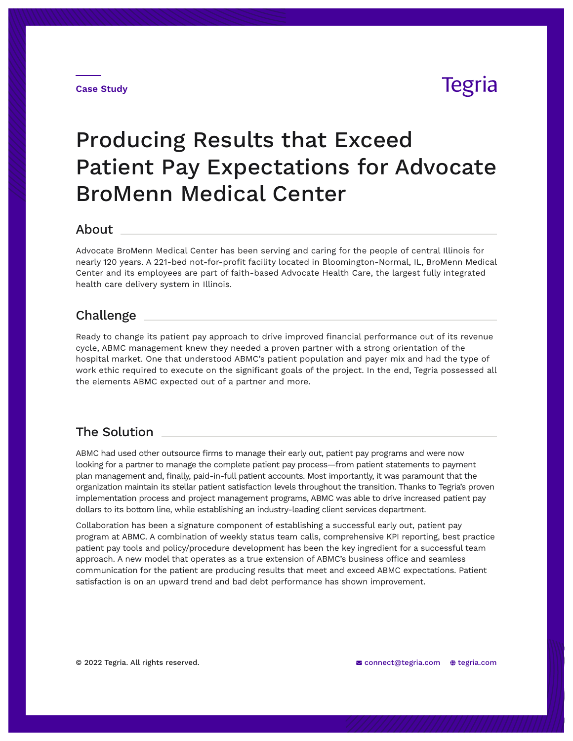Case Study

Tegria

# Producing Results that Exceed Patient Pay Expectations for Advocate BroMenn Medical Center

## About

Advocate BroMenn Medical Center has been serving and caring for the people of central Illinois for nearly 120 years. A 221-bed not-for-profit facility located in Bloomington-Normal, IL, BroMenn Medical Center and its employees are part of faith-based Advocate Health Care, the largest fully integrated health care delivery system in Illinois.

## Challenge

Ready to change its patient pay approach to drive improved financial performance out of its revenue cycle, ABMC management knew they needed a proven partner with a strong orientation of the hospital market. One that understood ABMC's patient population and payer mix and had the type of work ethic required to execute on the significant goals of the project. In the end, Tegria possessed all the elements ABMC expected out of a partner and more.

## The Solution

ABMC had used other outsource firms to manage their early out, patient pay programs and were now looking for a partner to manage the complete patient pay process—from patient statements to payment plan management and, finally, paid-in-full patient accounts. Most importantly, it was paramount that the organization maintain its stellar patient satisfaction levels throughout the transition. Thanks to Tegria's proven implementation process and project management programs, ABMC was able to drive increased patient pay dollars to its bottom line, while establishing an industry-leading client services department.

Collaboration has been a signature component of establishing a successful early out, patient pay program at ABMC. A combination of weekly status team calls, comprehensive KPI reporting, best practice patient pay tools and policy/procedure development has been the key ingredient for a successful team approach. A new model that operates as a true extension of ABMC's business office and seamless communication for the patient are producing results that meet and exceed ABMC expectations. Patient satisfaction is on an upward trend and bad debt performance has shown improvement.

© 2022 Tegria. All rights reserved.

connect@tegria.com tegria.com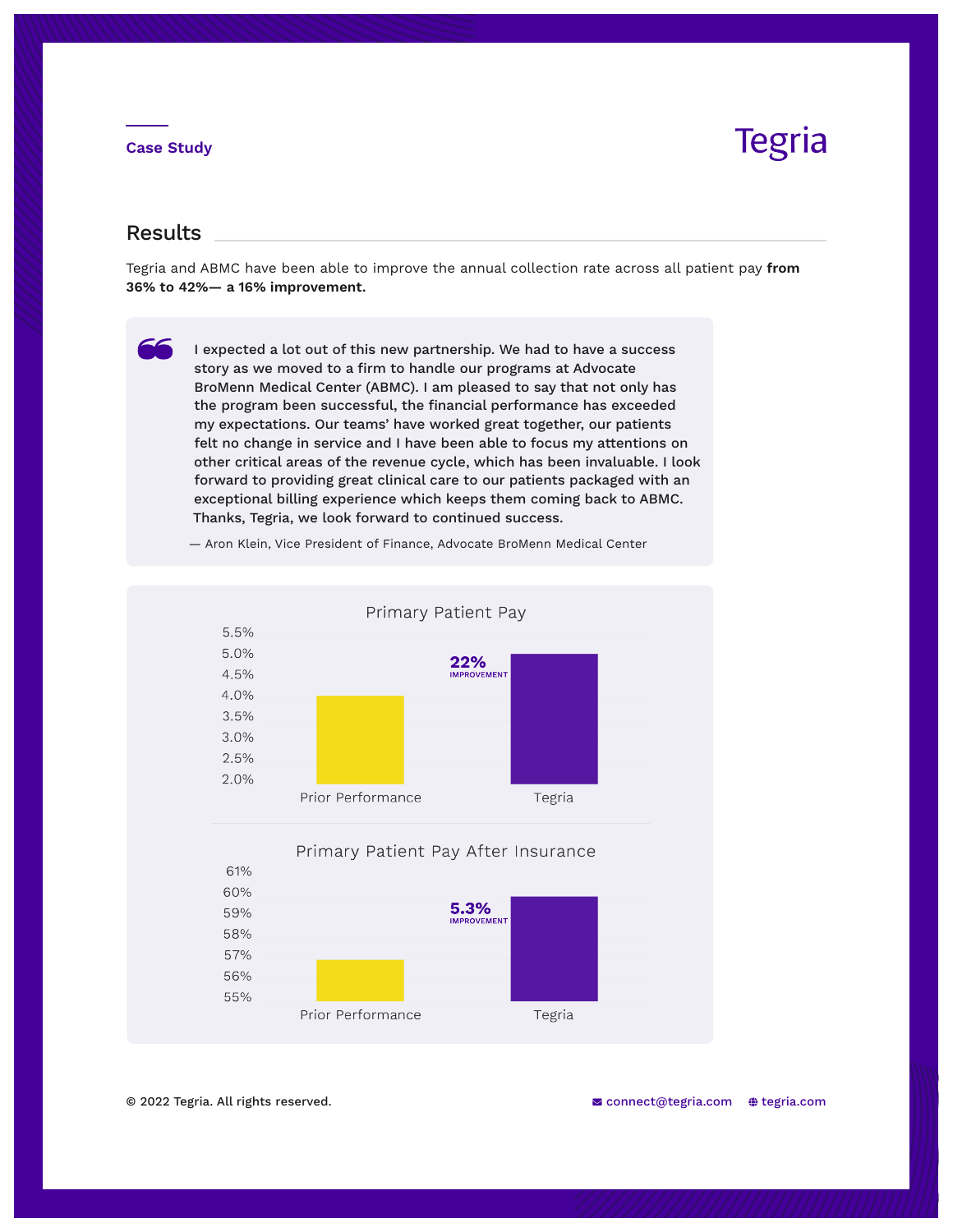Case Study

## Results

Tegria and ABMC have been able to improve the annual collection rate across all patient pay **from 36% to 42%— a 16% improvement.**

> I expected a lot out of this new partnership. We had to have a success story as we moved to a firm to handle our programs at Advocate BroMenn Medical Center (ABMC). I am pleased to say that not only has the program been successful, the financial performance has exceeded my expectations. Our teams' have worked great together, our patients felt no change in service and I have been able to focus my attentions on other critical areas of the revenue cycle, which has been invaluable. I look forward to providing great clinical care to our patients packaged with an exceptional billing experience which keeps them coming back to ABMC. Thanks, Tegria, we look forward to continued success.
>
> — Aron Klein, Vice President of Finance, Advocate BroMenn Medical Center

Primary Patient Pay

5.5%
5.0%
4.5%
4.0%
3.5%
3.0%
2.5%
2.0%

22% IMPROVEMENT

Prior Performance
Tegria

Primary Patient Pay After Insurance

61%
60%
59%
58%
57%
56%
55%

5.3% IMPROVEMENT

Prior Performance
Tegria

© 2022 Tegria. All rights reserved.

connect@tegria.com tegria.com